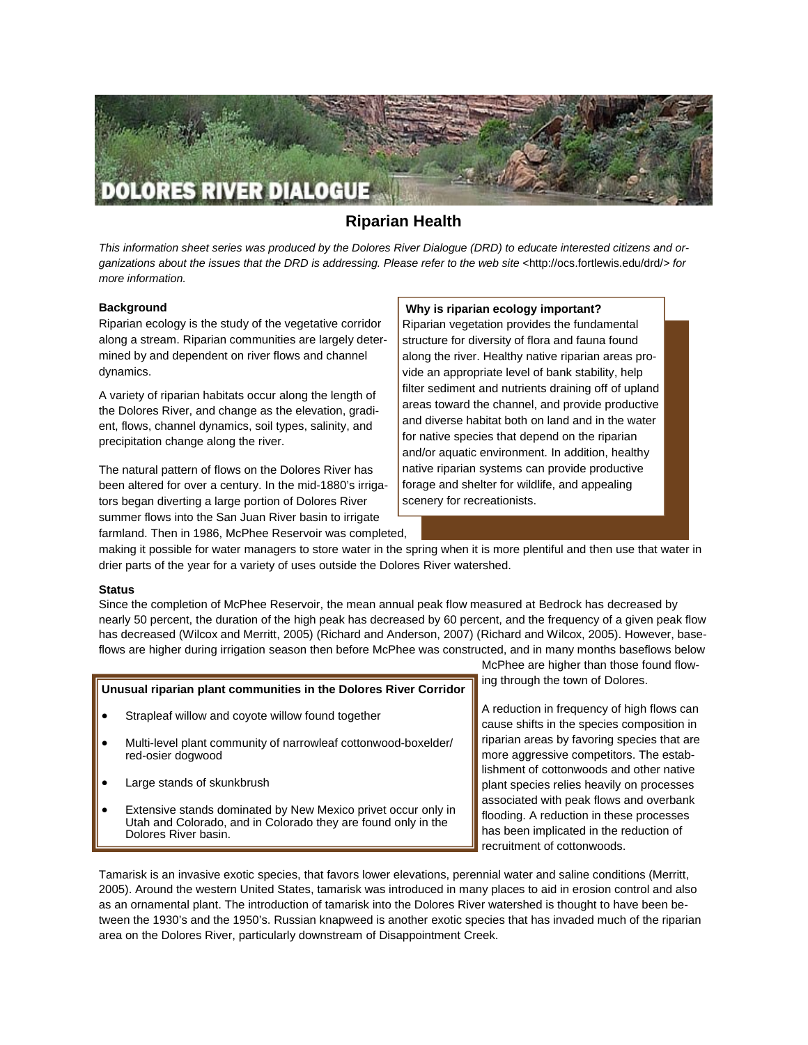# DOLORES RIVER DIALOGUE

## Riparian Health

*This information sheet series was produced by the Dolores River Dialogue (DRD) to educate interested citizens and organizations about the issues that the DRD is addressing. Please refer to the web site* <http://ocs.fortlewis.edu/drd/> *for more information.*

**Background**

Riparian ecology is the study of the vegetative corridor along a stream. Riparian communities are largely determined by and dependent on river flows and channel dynamics.

A variety of riparian habitats occur along the length of the Dolores River, and change as the elevation, gradient, flows, channel dynamics, soil types, salinity, and precipitation change along the river.

The natural pattern of flows on the Dolores River has been altered for over a century. In the mid-1880's irrigators began diverting a large portion of Dolores River summer flows into the San Juan River basin to irrigate farmland. Then in 1986, McPhee Reservoir was completed, making it possible for water managers to store water in the spring when it is more plentiful and then use that water in drier parts of the year for a variety of uses outside the Dolores River watershed.

**Why is riparian ecology important?**

Riparian vegetation provides the fundamental structure for diversity of flora and fauna found along the river. Healthy native riparian areas provide an appropriate level of bank stability, help filter sediment and nutrients draining off of upland areas toward the channel, and provide productive and diverse habitat both on land and in the water for native species that depend on the riparian and/or aquatic environment. In addition, healthy native riparian systems can provide productive forage and shelter for wildlife, and appealing scenery for recreationists.

**Status**

Since the completion of McPhee Reservoir, the mean annual peak flow measured at Bedrock has decreased by nearly 50 percent, the duration of the high peak has decreased by 60 percent, and the frequency of a given peak flow has decreased (Wilcox and Merritt, 2005) (Richard and Anderson, 2007) (Richard and Wilcox, 2005). However, baseflows are higher during irrigation season then before McPhee was constructed, and in many months baseflows below McPhee are higher than those found flowing through the town of Dolores.

A reduction in frequency of high flows can cause shifts in the species composition in riparian areas by favoring species that are more aggressive competitors. The establishment of cottonwoods and other native plant species relies heavily on processes associated with peak flows and overbank flooding. A reduction in these processes has been implicated in the reduction of recruitment of cottonwoods.

**Unusual riparian plant communities in the Dolores River Corridor**

- Strapleaf willow and coyote willow found together
- Multi-level plant community of narrowleaf cottonwood-boxelder/ red-osier dogwood
- Large stands of skunkbrush
- Extensive stands dominated by New Mexico privet occur only in Utah and Colorado, and in Colorado they are found only in the Dolores River basin.

Tamarisk is an invasive exotic species, that favors lower elevations, perennial water and saline conditions (Merritt, 2005). Around the western United States, tamarisk was introduced in many places to aid in erosion control and also as an ornamental plant. The introduction of tamarisk into the Dolores River watershed is thought to have been between the 1930's and the 1950's. Russian knapweed is another exotic species that has invaded much of the riparian area on the Dolores River, particularly downstream of Disappointment Creek.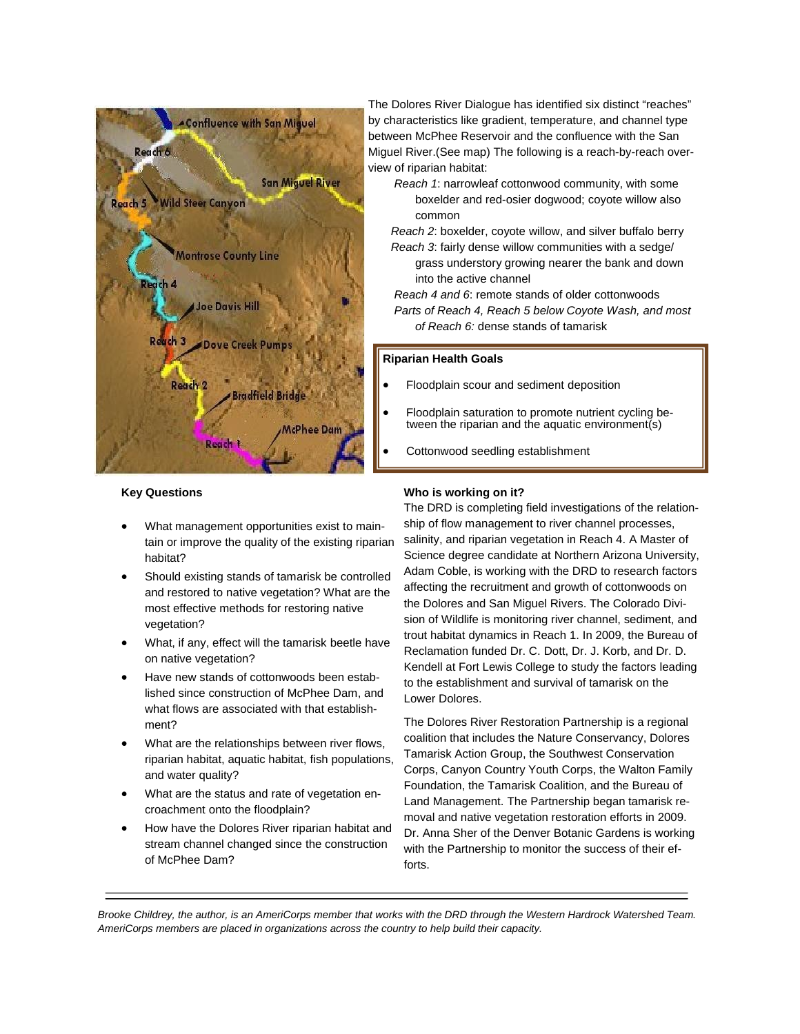Confluence with San Miguel
Reach 6
San Miguel River
Reach 5
Wild Steer Canyon
Montrose County Line
Reach 4
Joe Davis Hill
Reach 3
Dove Creek Pumps
Reach 2
Bradfield Bridge
McPhee Dam
Reach 1

The Dolores River Dialogue has identified six distinct "reaches" by characteristics like gradient, temperature, and channel type between McPhee Reservoir and the confluence with the San Miguel River.(See map) The following is a reach-by-reach overview of riparian habitat:

*Reach 1*: narrowleaf cottonwood community, with some boxelder and red-osier dogwood; coyote willow also common

*Reach 2*: boxelder, coyote willow, and silver buffalo berry

*Reach 3*: fairly dense willow communities with a sedge/grass understory growing nearer the bank and down into the active channel

*Reach 4 and 6*: remote stands of older cottonwoods

*Parts of Reach 4, Reach 5 below Coyote Wash, and most of Reach 6:* dense stands of tamarisk

**Riparian Health Goals**

- Floodplain scour and sediment deposition
- Floodplain saturation to promote nutrient cycling between the riparian and the aquatic environment(s)
- Cottonwood seedling establishment

**Key Questions**

- What management opportunities exist to maintain or improve the quality of the existing riparian habitat?
- Should existing stands of tamarisk be controlled and restored to native vegetation? What are the most effective methods for restoring native vegetation?
- What, if any, effect will the tamarisk beetle have on native vegetation?
- Have new stands of cottonwoods been established since construction of McPhee Dam, and what flows are associated with that establishment?
- What are the relationships between river flows, riparian habitat, aquatic habitat, fish populations, and water quality?
- What are the status and rate of vegetation encroachment onto the floodplain?
- How have the Dolores River riparian habitat and stream channel changed since the construction of McPhee Dam?

**Who is working on it?**

The DRD is completing field investigations of the relationship of flow management to river channel processes, salinity, and riparian vegetation in Reach 4. A Master of Science degree candidate at Northern Arizona University, Adam Coble, is working with the DRD to research factors affecting the recruitment and growth of cottonwoods on the Dolores and San Miguel Rivers. The Colorado Division of Wildlife is monitoring river channel, sediment, and trout habitat dynamics in Reach 1. In 2009, the Bureau of Reclamation funded Dr. C. Dott, Dr. J. Korb, and Dr. D. Kendell at Fort Lewis College to study the factors leading to the establishment and survival of tamarisk on the Lower Dolores.

The Dolores River Restoration Partnership is a regional coalition that includes the Nature Conservancy, Dolores Tamarisk Action Group, the Southwest Conservation Corps, Canyon Country Youth Corps, the Walton Family Foundation, the Tamarisk Coalition, and the Bureau of Land Management. The Partnership began tamarisk removal and native vegetation restoration efforts in 2009. Dr. Anna Sher of the Denver Botanic Gardens is working with the Partnership to monitor the success of their efforts.

---

*Brooke Childrey, the author, is an AmeriCorps member that works with the DRD through the Western Hardrock Watershed Team. AmeriCorps members are placed in organizations across the country to help build their capacity.*